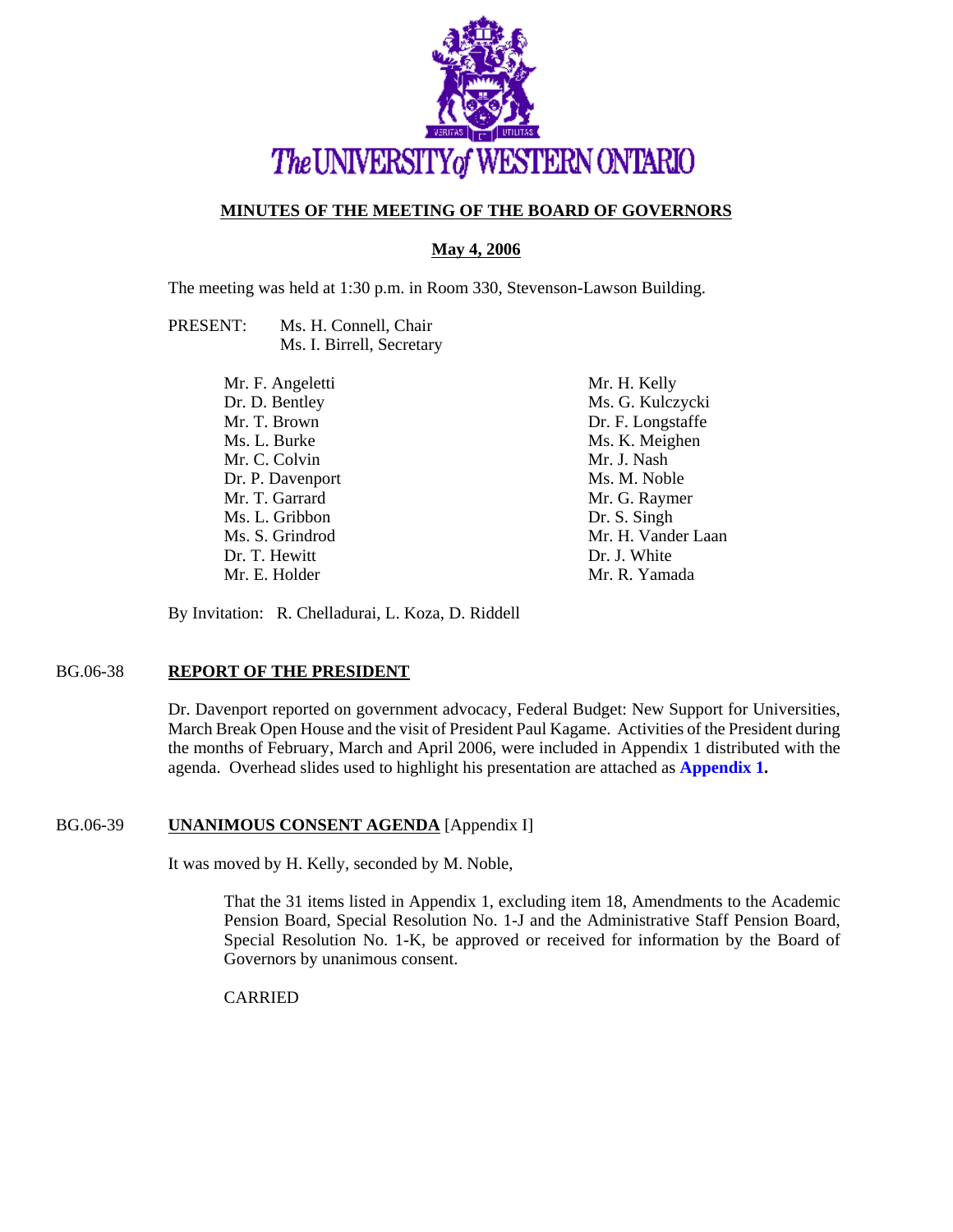The UNIVERSITY of WESTERN ONTARIO

## MINUTES OF THE MEETING OF THE BOARD OF GOVERNORS

**May 4, 2006**

The meeting was held at 1:30 p.m. in Room 330, Stevenson-Lawson Building.

PRESENT: Ms. H. Connell, Chair
Ms. I. Birrell, Secretary

Mr. F. Angeletti
Dr. D. Bentley
Mr. T. Brown
Ms. L. Burke
Mr. C. Colvin
Dr. P. Davenport
Mr. T. Garrard
Ms. L. Gribbon
Ms. S. Grindrod
Dr. T. Hewitt
Mr. E. Holder
Mr. H. Kelly
Ms. G. Kulczycki
Dr. F. Longstaffe
Ms. K. Meighen
Mr. J. Nash
Ms. M. Noble
Mr. G. Raymer
Dr. S. Singh
Mr. H. Vander Laan
Dr. J. White
Mr. R. Yamada

By Invitation: R. Chelladurai, L. Koza, D. Riddell

### BG.06-38 REPORT OF THE PRESIDENT

Dr. Davenport reported on government advocacy, Federal Budget: New Support for Universities, March Break Open House and the visit of President Paul Kagame. Activities of the President during the months of February, March and April 2006, were included in Appendix 1 distributed with the agenda. Overhead slides used to highlight his presentation are attached as **Appendix 1.**

### BG.06-39 UNANIMOUS CONSENT AGENDA [Appendix I]

It was moved by H. Kelly, seconded by M. Noble,

> That the 31 items listed in Appendix 1, excluding item 18, Amendments to the Academic Pension Board, Special Resolution No. 1-J and the Administrative Staff Pension Board, Special Resolution No. 1-K, be approved or received for information by the Board of Governors by unanimous consent.
>
> CARRIED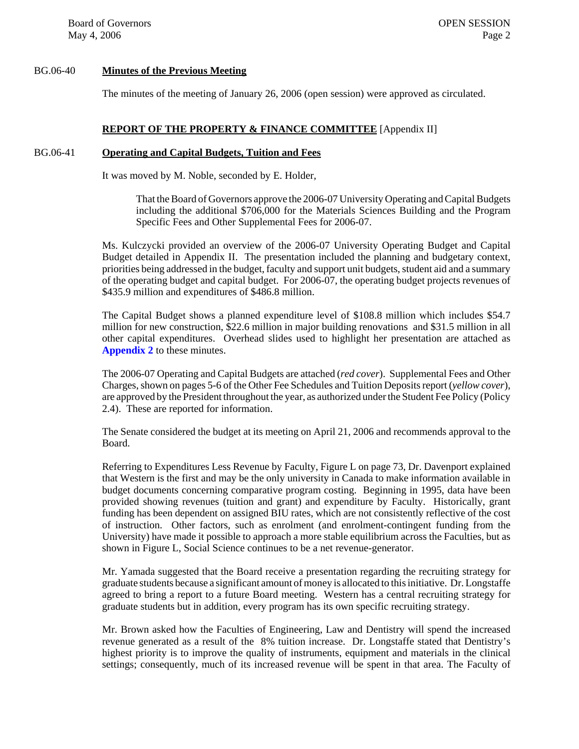BG.06-40 **Minutes of the Previous Meeting**

The minutes of the meeting of January 26, 2006 (open session) were approved as circulated.

**REPORT OF THE PROPERTY & FINANCE COMMITTEE** [Appendix II]

BG.06-41 **Operating and Capital Budgets, Tuition and Fees**

It was moved by M. Noble, seconded by E. Holder,

> That the Board of Governors approve the 2006-07 University Operating and Capital Budgets including the additional $706,000 for the Materials Sciences Building and the Program Specific Fees and Other Supplemental Fees for 2006-07.

Ms. Kulczycki provided an overview of the 2006-07 University Operating Budget and Capital Budget detailed in Appendix II. The presentation included the planning and budgetary context, priorities being addressed in the budget, faculty and support unit budgets, student aid and a summary of the operating budget and capital budget. For 2006-07, the operating budget projects revenues of $435.9 million and expenditures of $486.8 million.

The Capital Budget shows a planned expenditure level of $108.8 million which includes $54.7 million for new construction, $22.6 million in major building renovations and $31.5 million in all other capital expenditures. Overhead slides used to highlight her presentation are attached as **Appendix 2** to these minutes.

The 2006-07 Operating and Capital Budgets are attached (*red cover*). Supplemental Fees and Other Charges, shown on pages 5-6 of the Other Fee Schedules and Tuition Deposits report (*yellow cover*), are approved by the President throughout the year, as authorized under the Student Fee Policy (Policy 2.4). These are reported for information.

The Senate considered the budget at its meeting on April 21, 2006 and recommends approval to the Board.

Referring to Expenditures Less Revenue by Faculty, Figure L on page 73, Dr. Davenport explained that Western is the first and may be the only university in Canada to make information available in budget documents concerning comparative program costing. Beginning in 1995, data have been provided showing revenues (tuition and grant) and expenditure by Faculty. Historically, grant funding has been dependent on assigned BIU rates, which are not consistently reflective of the cost of instruction. Other factors, such as enrolment (and enrolment-contingent funding from the University) have made it possible to approach a more stable equilibrium across the Faculties, but as shown in Figure L, Social Science continues to be a net revenue-generator.

Mr. Yamada suggested that the Board receive a presentation regarding the recruiting strategy for graduate students because a significant amount of money is allocated to this initiative. Dr. Longstaffe agreed to bring a report to a future Board meeting. Western has a central recruiting strategy for graduate students but in addition, every program has its own specific recruiting strategy.

Mr. Brown asked how the Faculties of Engineering, Law and Dentistry will spend the increased revenue generated as a result of the 8% tuition increase. Dr. Longstaffe stated that Dentistry's highest priority is to improve the quality of instruments, equipment and materials in the clinical settings; consequently, much of its increased revenue will be spent in that area. The Faculty of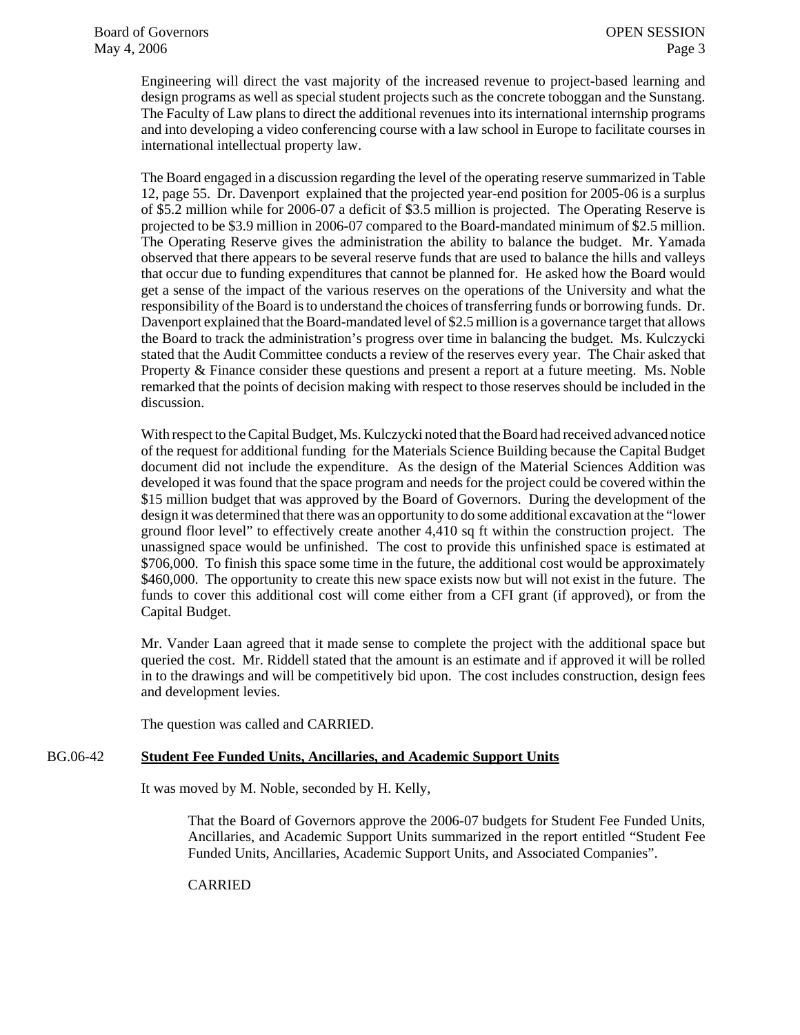Engineering will direct the vast majority of the increased revenue to project-based learning and design programs as well as special student projects such as the concrete toboggan and the Sunstang. The Faculty of Law plans to direct the additional revenues into its international internship programs and into developing a video conferencing course with a law school in Europe to facilitate courses in international intellectual property law.

The Board engaged in a discussion regarding the level of the operating reserve summarized in Table 12, page 55. Dr. Davenport explained that the projected year-end position for 2005-06 is a surplus of $5.2 million while for 2006-07 a deficit of $3.5 million is projected. The Operating Reserve is projected to be $3.9 million in 2006-07 compared to the Board-mandated minimum of $2.5 million. The Operating Reserve gives the administration the ability to balance the budget. Mr. Yamada observed that there appears to be several reserve funds that are used to balance the hills and valleys that occur due to funding expenditures that cannot be planned for. He asked how the Board would get a sense of the impact of the various reserves on the operations of the University and what the responsibility of the Board is to understand the choices of transferring funds or borrowing funds. Dr. Davenport explained that the Board-mandated level of $2.5 million is a governance target that allows the Board to track the administration's progress over time in balancing the budget. Ms. Kulczycki stated that the Audit Committee conducts a review of the reserves every year. The Chair asked that Property & Finance consider these questions and present a report at a future meeting. Ms. Noble remarked that the points of decision making with respect to those reserves should be included in the discussion.

With respect to the Capital Budget, Ms. Kulczycki noted that the Board had received advanced notice of the request for additional funding for the Materials Science Building because the Capital Budget document did not include the expenditure. As the design of the Material Sciences Addition was developed it was found that the space program and needs for the project could be covered within the $15 million budget that was approved by the Board of Governors. During the development of the design it was determined that there was an opportunity to do some additional excavation at the "lower ground floor level" to effectively create another 4,410 sq ft within the construction project. The unassigned space would be unfinished. The cost to provide this unfinished space is estimated at $706,000. To finish this space some time in the future, the additional cost would be approximately $460,000. The opportunity to create this new space exists now but will not exist in the future. The funds to cover this additional cost will come either from a CFI grant (if approved), or from the Capital Budget.

Mr. Vander Laan agreed that it made sense to complete the project with the additional space but queried the cost. Mr. Riddell stated that the amount is an estimate and if approved it will be rolled in to the drawings and will be competitively bid upon. The cost includes construction, design fees and development levies.

The question was called and CARRIED.

## BG.06-42 **Student Fee Funded Units, Ancillaries, and Academic Support Units**

It was moved by M. Noble, seconded by H. Kelly,

> That the Board of Governors approve the 2006-07 budgets for Student Fee Funded Units, Ancillaries, and Academic Support Units summarized in the report entitled "Student Fee Funded Units, Ancillaries, Academic Support Units, and Associated Companies".
>
> CARRIED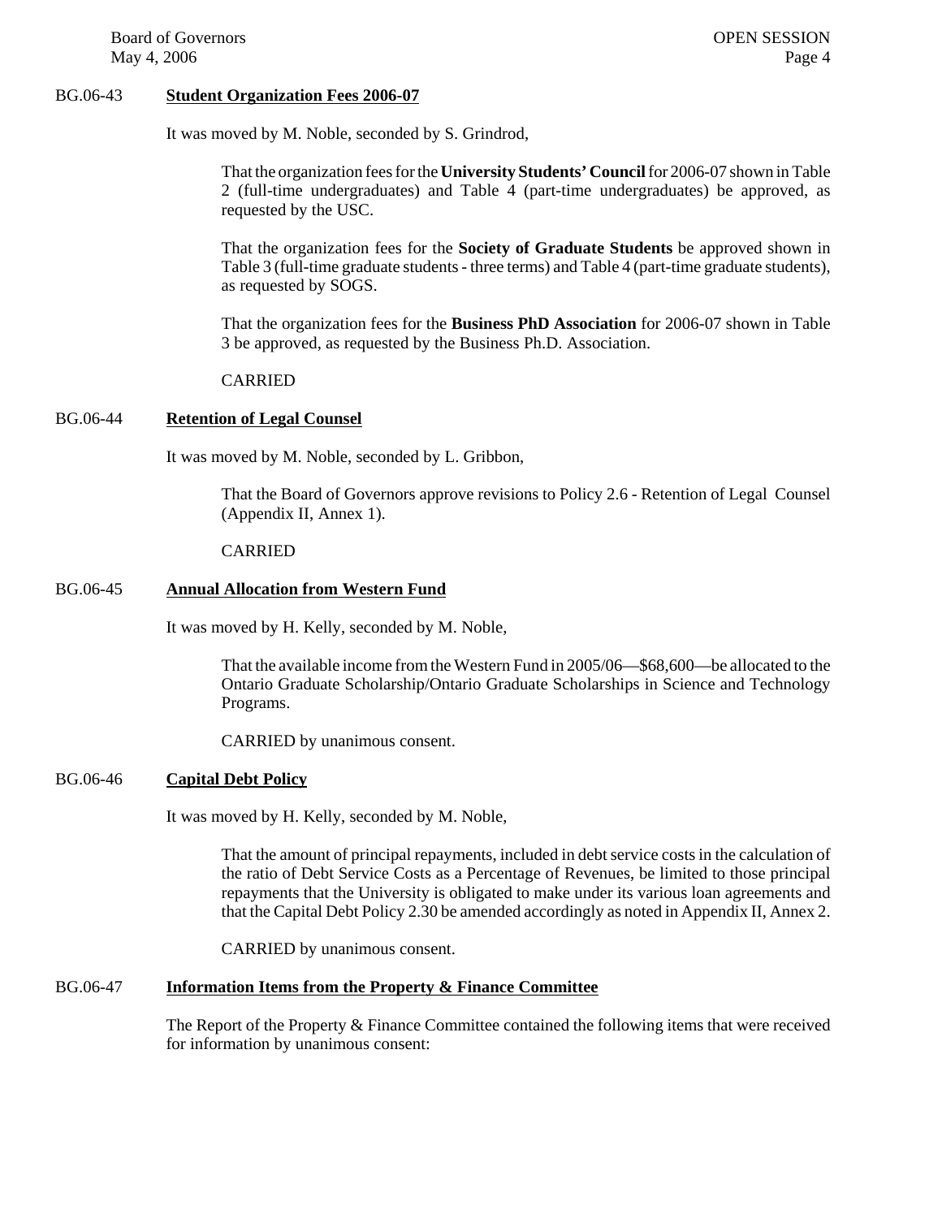## BG.06-43 **Student Organization Fees 2006-07**

It was moved by M. Noble, seconded by S. Grindrod,

> That the organization fees for the **University Students' Council** for 2006-07 shown in Table 2 (full-time undergraduates) and Table 4 (part-time undergraduates) be approved, as requested by the USC.
>
> That the organization fees for the **Society of Graduate Students** be approved shown in Table 3 (full-time graduate students - three terms) and Table 4 (part-time graduate students), as requested by SOGS.
>
> That the organization fees for the **Business PhD Association** for 2006-07 shown in Table 3 be approved, as requested by the Business Ph.D. Association.
>
> CARRIED

## BG.06-44 **Retention of Legal Counsel**

It was moved by M. Noble, seconded by L. Gribbon,

> That the Board of Governors approve revisions to Policy 2.6 - Retention of Legal Counsel (Appendix II, Annex 1).
>
> CARRIED

## BG.06-45 **Annual Allocation from Western Fund**

It was moved by H. Kelly, seconded by M. Noble,

> That the available income from the Western Fund in 2005/06—$68,600—be allocated to the Ontario Graduate Scholarship/Ontario Graduate Scholarships in Science and Technology Programs.
>
> CARRIED by unanimous consent.

## BG.06-46 **Capital Debt Policy**

It was moved by H. Kelly, seconded by M. Noble,

> That the amount of principal repayments, included in debt service costs in the calculation of the ratio of Debt Service Costs as a Percentage of Revenues, be limited to those principal repayments that the University is obligated to make under its various loan agreements and that the Capital Debt Policy 2.30 be amended accordingly as noted in Appendix II, Annex 2.
>
> CARRIED by unanimous consent.

## BG.06-47 **Information Items from the Property & Finance Committee**

The Report of the Property & Finance Committee contained the following items that were received for information by unanimous consent: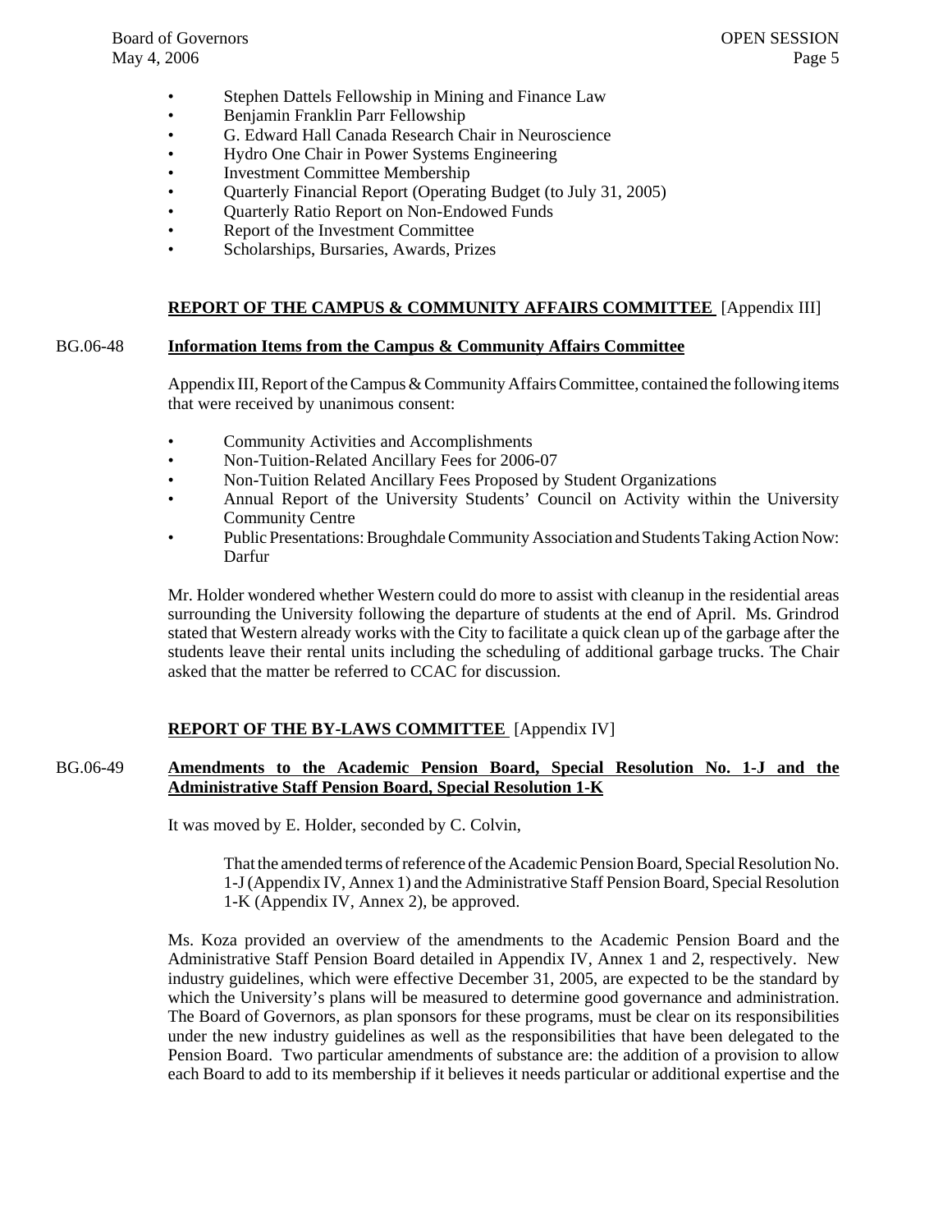- Stephen Dattels Fellowship in Mining and Finance Law
- Benjamin Franklin Parr Fellowship
- G. Edward Hall Canada Research Chair in Neuroscience
- Hydro One Chair in Power Systems Engineering
- Investment Committee Membership
- Quarterly Financial Report (Operating Budget (to July 31, 2005)
- Quarterly Ratio Report on Non-Endowed Funds
- Report of the Investment Committee
- Scholarships, Bursaries, Awards, Prizes

## **REPORT OF THE CAMPUS & COMMUNITY AFFAIRS COMMITTEE** [Appendix III]

BG.06-48 **Information Items from the Campus & Community Affairs Committee**

Appendix III, Report of the Campus & Community Affairs Committee, contained the following items that were received by unanimous consent:

- Community Activities and Accomplishments
- Non-Tuition-Related Ancillary Fees for 2006-07
- Non-Tuition Related Ancillary Fees Proposed by Student Organizations
- Annual Report of the University Students' Council on Activity within the University Community Centre
- Public Presentations: Broughdale Community Association and Students Taking Action Now: Darfur

Mr. Holder wondered whether Western could do more to assist with cleanup in the residential areas surrounding the University following the departure of students at the end of April. Ms. Grindrod stated that Western already works with the City to facilitate a quick clean up of the garbage after the students leave their rental units including the scheduling of additional garbage trucks. The Chair asked that the matter be referred to CCAC for discussion.

## **REPORT OF THE BY-LAWS COMMITTEE** [Appendix IV]

BG.06-49 **Amendments to the Academic Pension Board, Special Resolution No. 1-J and the Administrative Staff Pension Board, Special Resolution 1-K**

It was moved by E. Holder, seconded by C. Colvin,

> That the amended terms of reference of the Academic Pension Board, Special Resolution No. 1-J (Appendix IV, Annex 1) and the Administrative Staff Pension Board, Special Resolution 1-K (Appendix IV, Annex 2), be approved.

Ms. Koza provided an overview of the amendments to the Academic Pension Board and the Administrative Staff Pension Board detailed in Appendix IV, Annex 1 and 2, respectively. New industry guidelines, which were effective December 31, 2005, are expected to be the standard by which the University's plans will be measured to determine good governance and administration. The Board of Governors, as plan sponsors for these programs, must be clear on its responsibilities under the new industry guidelines as well as the responsibilities that have been delegated to the Pension Board. Two particular amendments of substance are: the addition of a provision to allow each Board to add to its membership if it believes it needs particular or additional expertise and the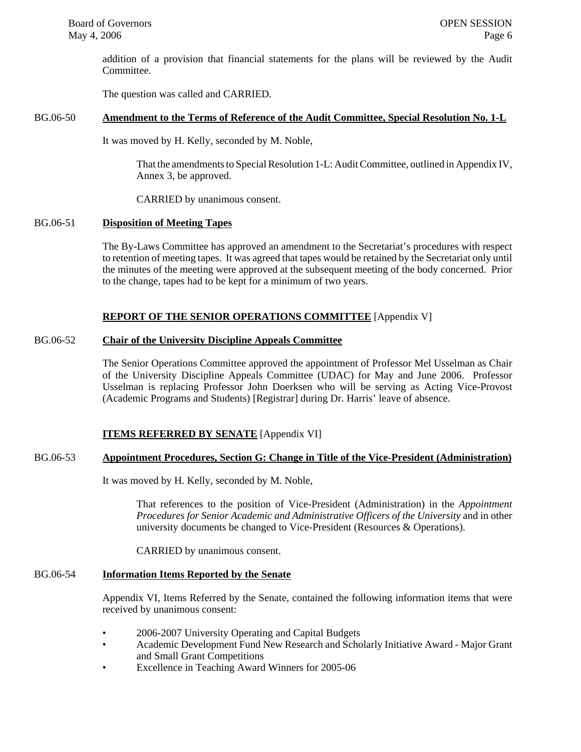addition of a provision that financial statements for the plans will be reviewed by the Audit Committee.

The question was called and CARRIED.

BG.06-50 **Amendment to the Terms of Reference of the Audit Committee, Special Resolution No. 1-L**

It was moved by H. Kelly, seconded by M. Noble,

> That the amendments to Special Resolution 1-L: Audit Committee, outlined in Appendix IV, Annex 3, be approved.
>
> CARRIED by unanimous consent.

BG.06-51 **Disposition of Meeting Tapes**

The By-Laws Committee has approved an amendment to the Secretariat's procedures with respect to retention of meeting tapes. It was agreed that tapes would be retained by the Secretariat only until the minutes of the meeting were approved at the subsequent meeting of the body concerned. Prior to the change, tapes had to be kept for a minimum of two years.

**REPORT OF THE SENIOR OPERATIONS COMMITTEE** [Appendix V]

BG.06-52 **Chair of the University Discipline Appeals Committee**

The Senior Operations Committee approved the appointment of Professor Mel Usselman as Chair of the University Discipline Appeals Committee (UDAC) for May and June 2006. Professor Usselman is replacing Professor John Doerksen who will be serving as Acting Vice-Provost (Academic Programs and Students) [Registrar] during Dr. Harris' leave of absence.

**ITEMS REFERRED BY SENATE** [Appendix VI]

BG.06-53 **Appointment Procedures, Section G: Change in Title of the Vice-President (Administration)**

It was moved by H. Kelly, seconded by M. Noble,

> That references to the position of Vice-President (Administration) in the *Appointment Procedures for Senior Academic and Administrative Officers of the University* and in other university documents be changed to Vice-President (Resources & Operations).
>
> CARRIED by unanimous consent.

BG.06-54 **Information Items Reported by the Senate**

Appendix VI, Items Referred by the Senate, contained the following information items that were received by unanimous consent:

- 2006-2007 University Operating and Capital Budgets
- Academic Development Fund New Research and Scholarly Initiative Award - Major Grant and Small Grant Competitions
- Excellence in Teaching Award Winners for 2005-06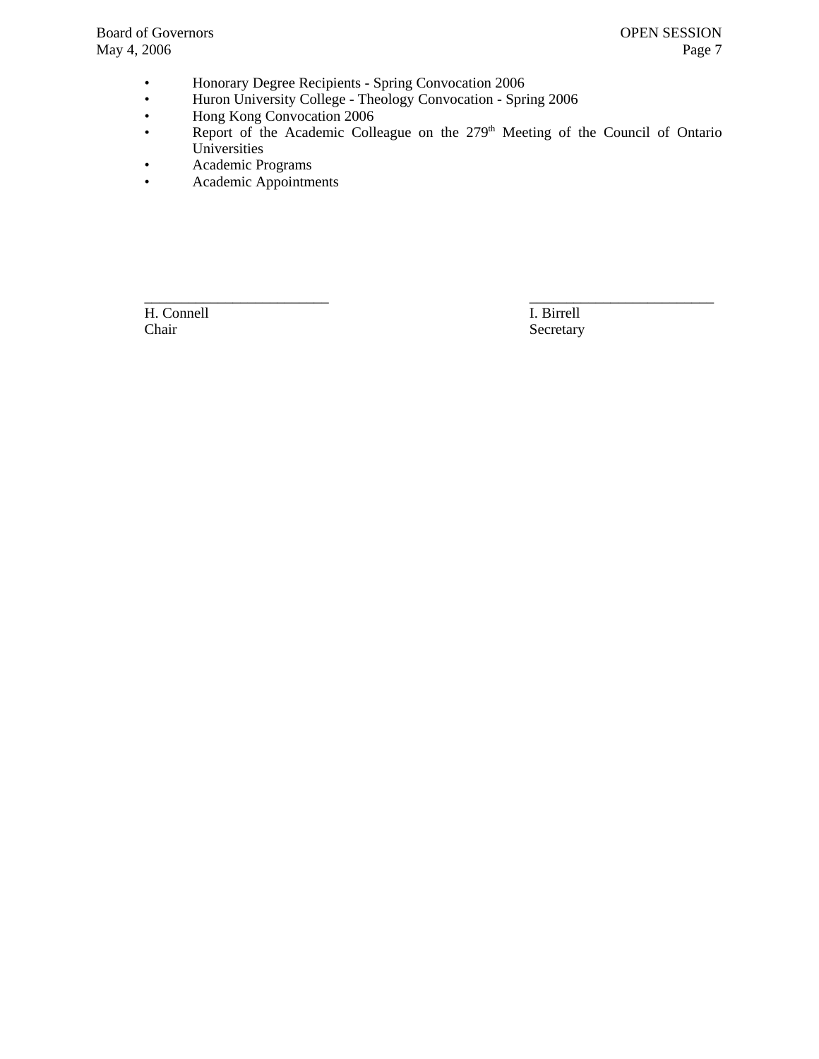- Honorary Degree Recipients - Spring Convocation 2006
- Huron University College - Theology Convocation - Spring 2006
- Hong Kong Convocation 2006
- Report of the Academic Colleague on the 279th Meeting of the Council of Ontario Universities
- Academic Programs
- Academic Appointments

| _________________________ | _________________________ |
| --- | --- |
| H. Connell | I. Birrell |
| Chair | Secretary |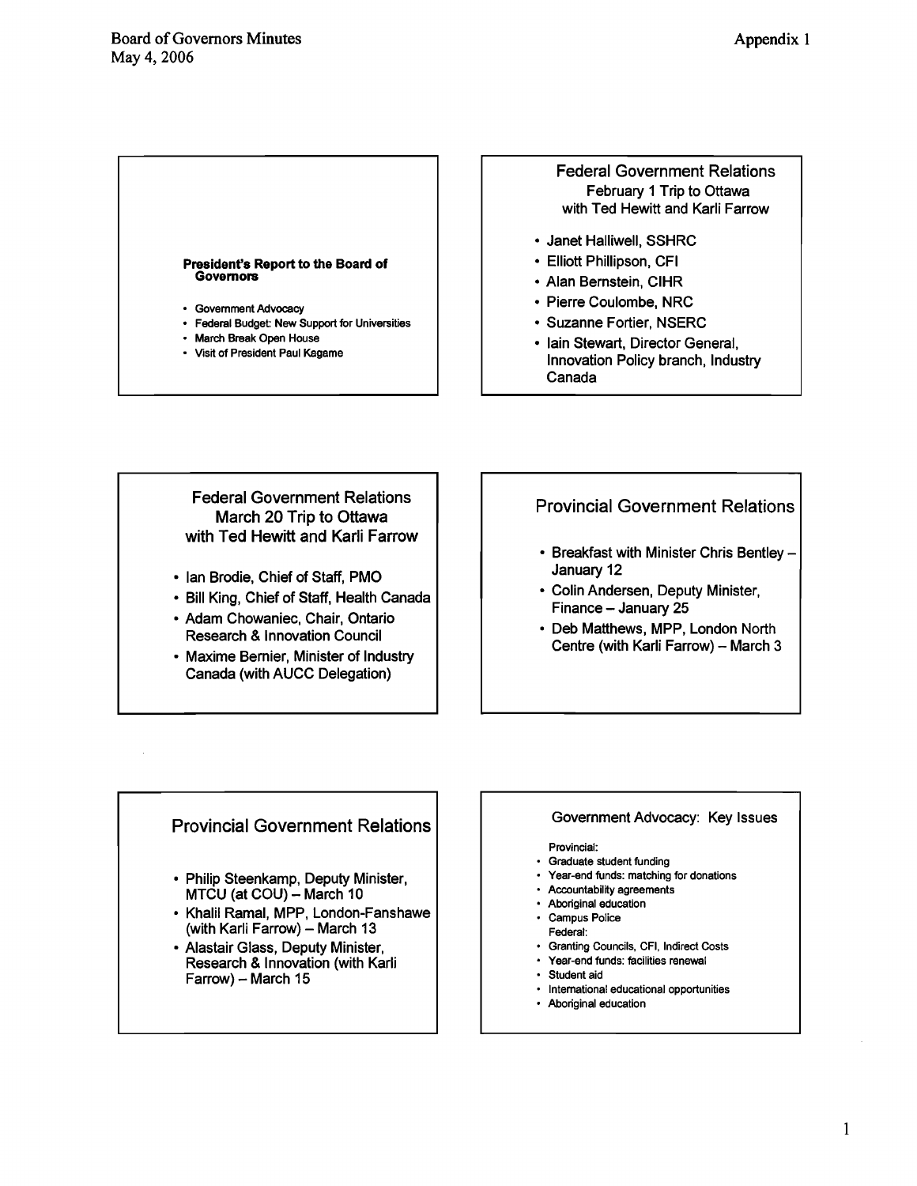**President's Report to the Board of Governors**

- Government Advocacy
- Federal Budget: New Support for Universities
- March Break Open House
- Visit of President Paul Kagame

## Federal Government Relations
### February 1 Trip to Ottawa with Ted Hewitt and Karli Farrow

- Janet Halliwell, SSHRC
- Elliott Phillipson, CFI
- Alan Bernstein, CIHR
- Pierre Coulombe, NRC
- Suzanne Fortier, NSERC
- Iain Stewart, Director General, Innovation Policy branch, Industry Canada

## Federal Government Relations
### March 20 Trip to Ottawa with Ted Hewitt and Karli Farrow

- Ian Brodie, Chief of Staff, PMO
- Bill King, Chief of Staff, Health Canada
- Adam Chowaniec, Chair, Ontario Research & Innovation Council
- Maxime Bernier, Minister of Industry Canada (with AUCC Delegation)

## Provincial Government Relations

- Breakfast with Minister Chris Bentley – January 12
- Colin Andersen, Deputy Minister, Finance – January 25
- Deb Matthews, MPP, London North Centre (with Karli Farrow) – March 3

## Provincial Government Relations

- Philip Steenkamp, Deputy Minister, MTCU (at COU) – March 10
- Khalil Ramal, MPP, London-Fanshawe (with Karli Farrow) – March 13
- Alastair Glass, Deputy Minister, Research & Innovation (with Karli Farrow) – March 15

## Government Advocacy: Key Issues

Provincial:

- Graduate student funding
- Year-end funds: matching for donations
- Accountability agreements
- Aboriginal education
- Campus Police

Federal:

- Granting Councils, CFI, Indirect Costs
- Year-end funds: facilities renewal
- Student aid
- International educational opportunities
- Aboriginal education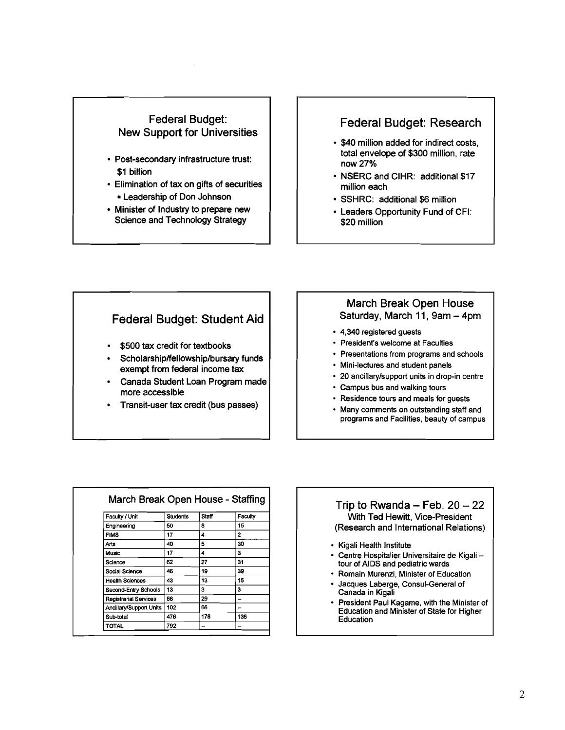## Federal Budget: New Support for Universities

- Post-secondary infrastructure trust: $1 billion
- Elimination of tax on gifts of securities
  - Leadership of Don Johnson
- Minister of Industry to prepare new Science and Technology Strategy

## Federal Budget: Research

- $40 million added for indirect costs, total envelope of $300 million, rate now 27%
- NSERC and CIHR: additional $17 million each
- SSHRC: additional $6 million
- Leaders Opportunity Fund of CFI: $20 million

## Federal Budget: Student Aid

- $500 tax credit for textbooks
- Scholarship/fellowship/bursary funds exempt from federal income tax
- Canada Student Loan Program made more accessible
- Transit-user tax credit (bus passes)

## March Break Open House
### Saturday, March 11, 9am – 4pm

- 4,340 registered guests
- President's welcome at Faculties
- Presentations from programs and schools
- Mini-lectures and student panels
- 20 ancillary/support units in drop-in centre
- Campus bus and walking tours
- Residence tours and meals for guests
- Many comments on outstanding staff and programs and Facilities, beauty of campus

## March Break Open House - Staffing

| Faculty / Unit | Students | Staff | Faculty |
|---|---|---|---|
| Engineering | 50 | 8 | 15 |
| FIMS | 17 | 4 | 2 |
| Arts | 40 | 5 | 30 |
| Music | 17 | 4 | 3 |
| Science | 62 | 27 | 31 |
| Social Science | 46 | 19 | 39 |
| Health Sciences | 43 | 13 | 15 |
| Second-Entry Schools | 13 | 3 | 3 |
| Registrarial Services | 86 | 29 | – |
| Ancillary/Support Units | 102 | 66 | – |
| Sub-total | 476 | 178 | 138 |
| TOTAL | 792 | – | – |

## Trip to Rwanda – Feb. 20 – 22
### With Ted Hewitt, Vice-President (Research and International Relations)

- Kigali Health Institute
- Centre Hospitalier Universitaire de Kigali – tour of AIDS and pediatric wards
- Romain Murenzi, Minister of Education
- Jacques Laberge, Consul-General of Canada in Kigali
- President Paul Kagame, with the Minister of Education and Minister of State for Higher Education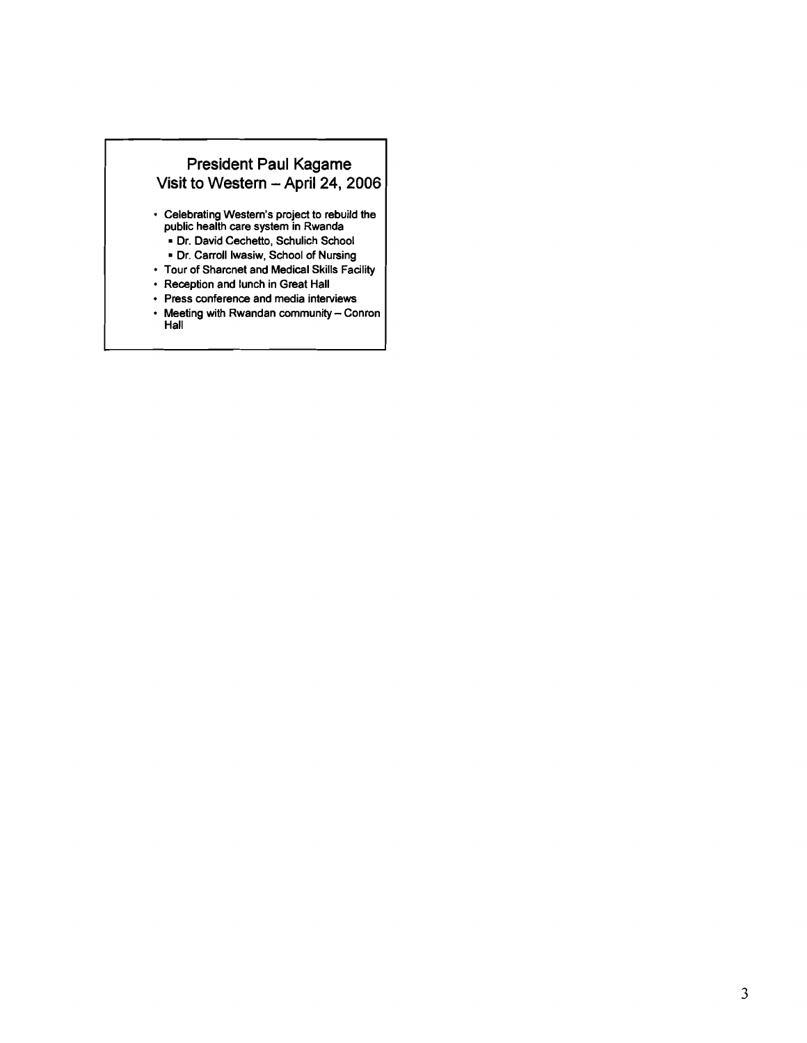## President Paul Kagame Visit to Western – April 24, 2006

- Celebrating Western's project to rebuild the public health care system in Rwanda
  - Dr. David Cechetto, Schulich School
  - Dr. Carroll Iwasiw, School of Nursing
- Tour of Sharcnet and Medical Skills Facility
- Reception and lunch in Great Hall
- Press conference and media interviews
- Meeting with Rwandan community – Conron Hall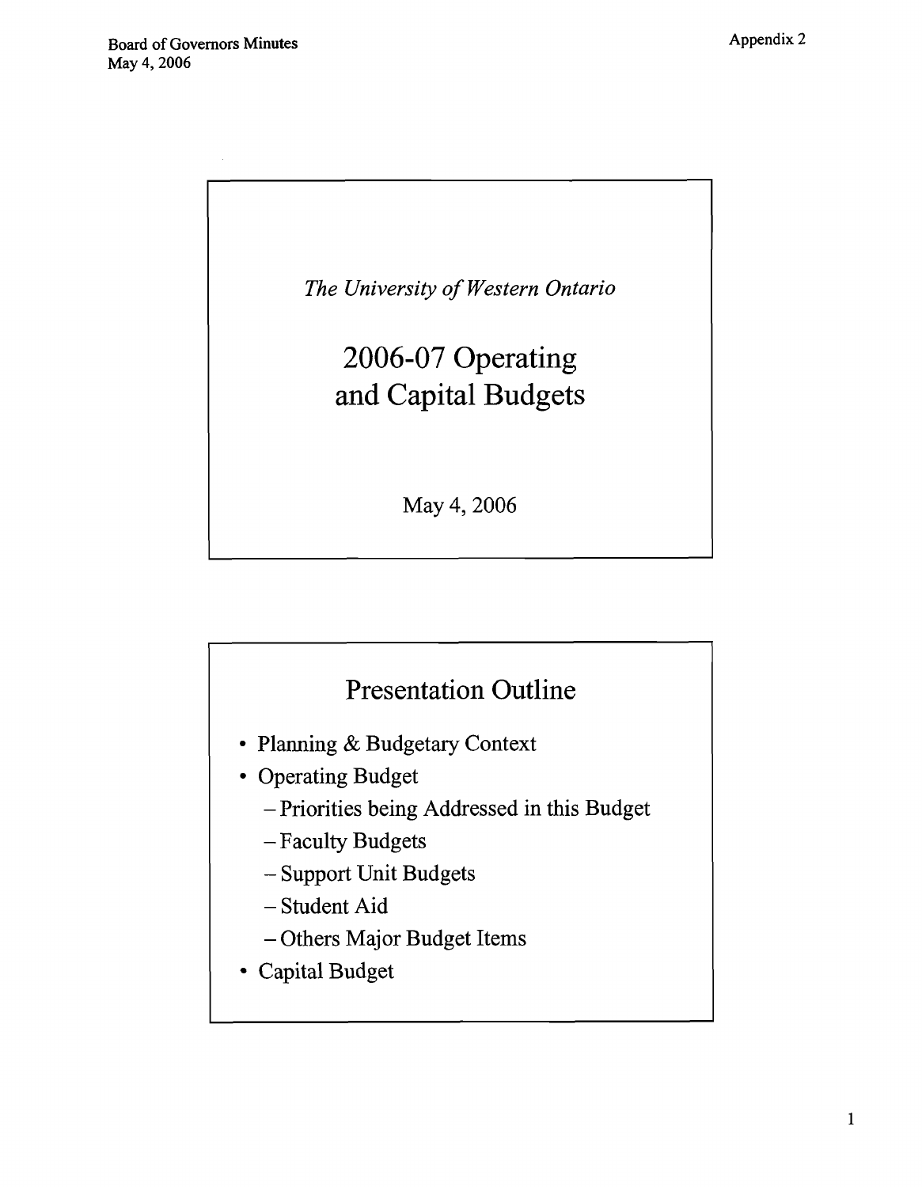Board of Governors Minutes
May 4, 2006

Appendix 2

*The University of Western Ontario*

# 2006-07 Operating and Capital Budgets

May 4, 2006

## Presentation Outline

- Planning & Budgetary Context
- Operating Budget
  - Priorities being Addressed in this Budget
  - Faculty Budgets
  - Support Unit Budgets
  - Student Aid
  - Others Major Budget Items
- Capital Budget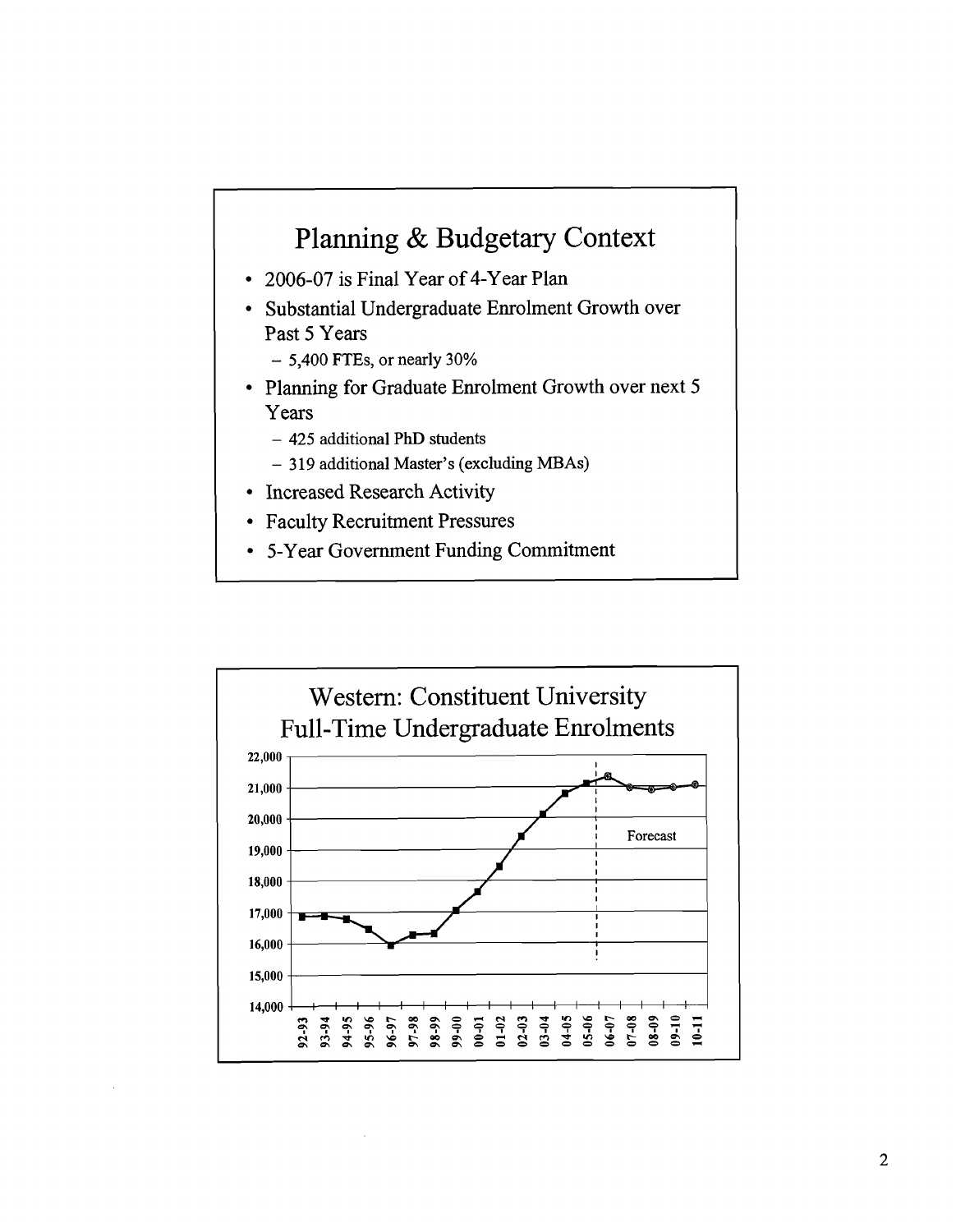## Planning & Budgetary Context

- 2006-07 is Final Year of 4-Year Plan
- Substantial Undergraduate Enrolment Growth over Past 5 Years
  - 5,400 FTEs, or nearly 30%
- Planning for Graduate Enrolment Growth over next 5 Years
  - 425 additional PhD students
  - 319 additional Master's (excluding MBAs)
- Increased Research Activity
- Faculty Recruitment Pressures
- 5-Year Government Funding Commitment

## Western: Constituent University Full-Time Undergraduate Enrolments

22,000
21,000
20,000
19,000
18,000
17,000
16,000
15,000
14,000

Forecast

92-93 93-94 94-95 95-96 96-97 97-98 98-99 99-00 00-01 01-02 02-03 03-04 04-05 05-06 06-07 07-08 08-09 09-10 10-11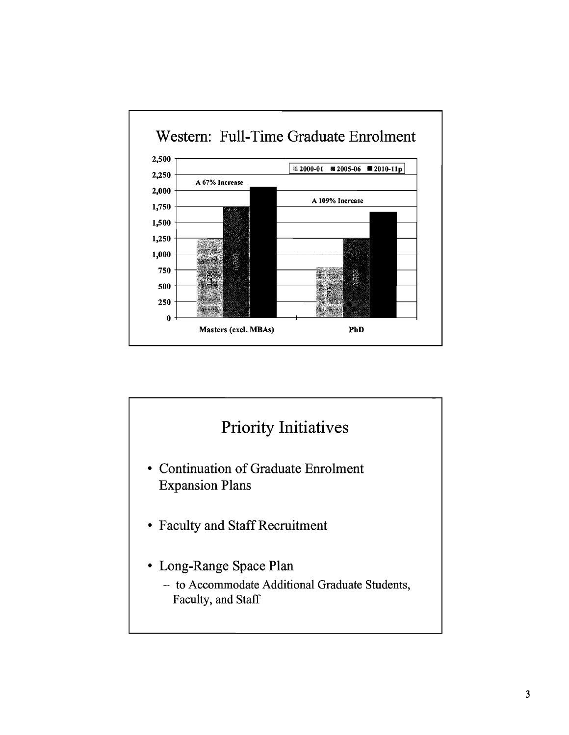## Western: Full-Time Graduate Enrolment

| | 2000-01 | 2005-06 | 2010-11p |
|---|---|---|---|
| Masters (excl. MBAs) | 1,230 | 1,734 | |
| PhD | 793 | 1,235 | |

A 67% Increase (Masters, excl. MBAs)

A 109% Increase (PhD)

## Priority Initiatives

- Continuation of Graduate Enrolment Expansion Plans
- Faculty and Staff Recruitment
- Long-Range Space Plan
  - to Accommodate Additional Graduate Students, Faculty, and Staff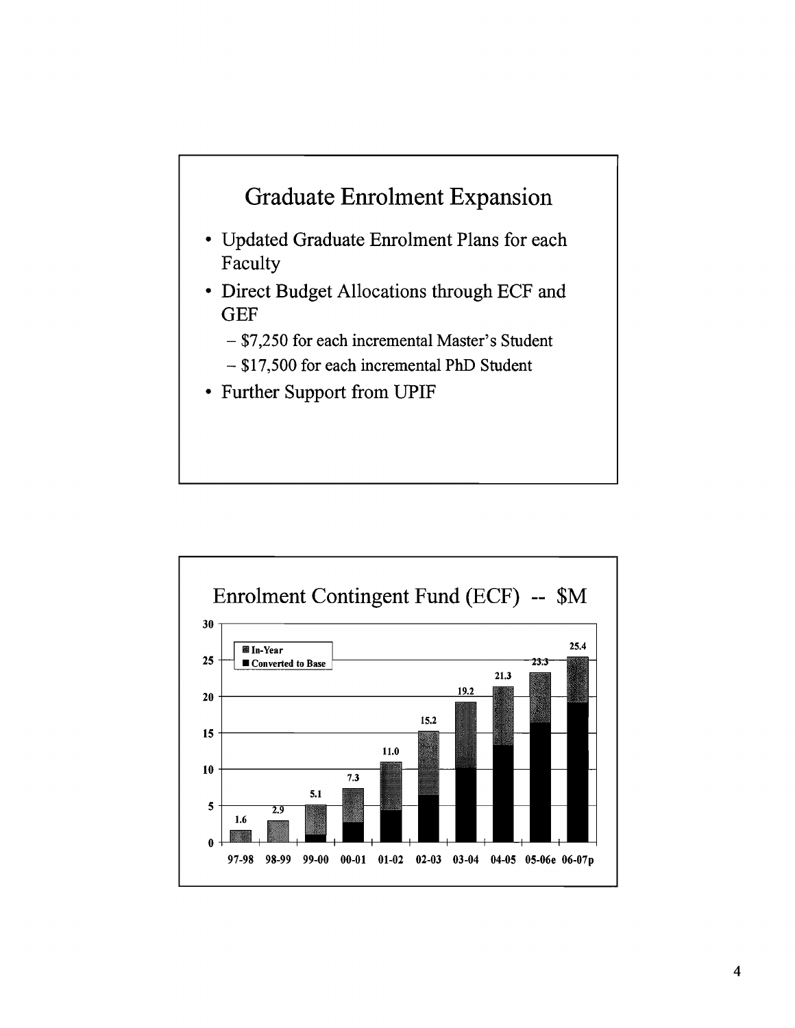## Graduate Enrolment Expansion

- Updated Graduate Enrolment Plans for each Faculty
- Direct Budget Allocations through ECF and GEF
  - $7,250 for each incremental Master's Student
  - $17,500 for each incremental PhD Student
- Further Support from UPIF

## Enrolment Contingent Fund (ECF) -- $M

| Year | Total ($M) |
|---|---|
| 97-98 | 1.6 |
| 98-99 | 2.9 |
| 99-00 | 5.1 |
| 00-01 | 7.3 |
| 01-02 | 11.0 |
| 02-03 | 15.2 |
| 03-04 | 19.2 |
| 04-05 | 21.3 |
| 05-06e | 23.3 |
| 06-07p | 25.4 |

Legend: In-Year; Converted to Base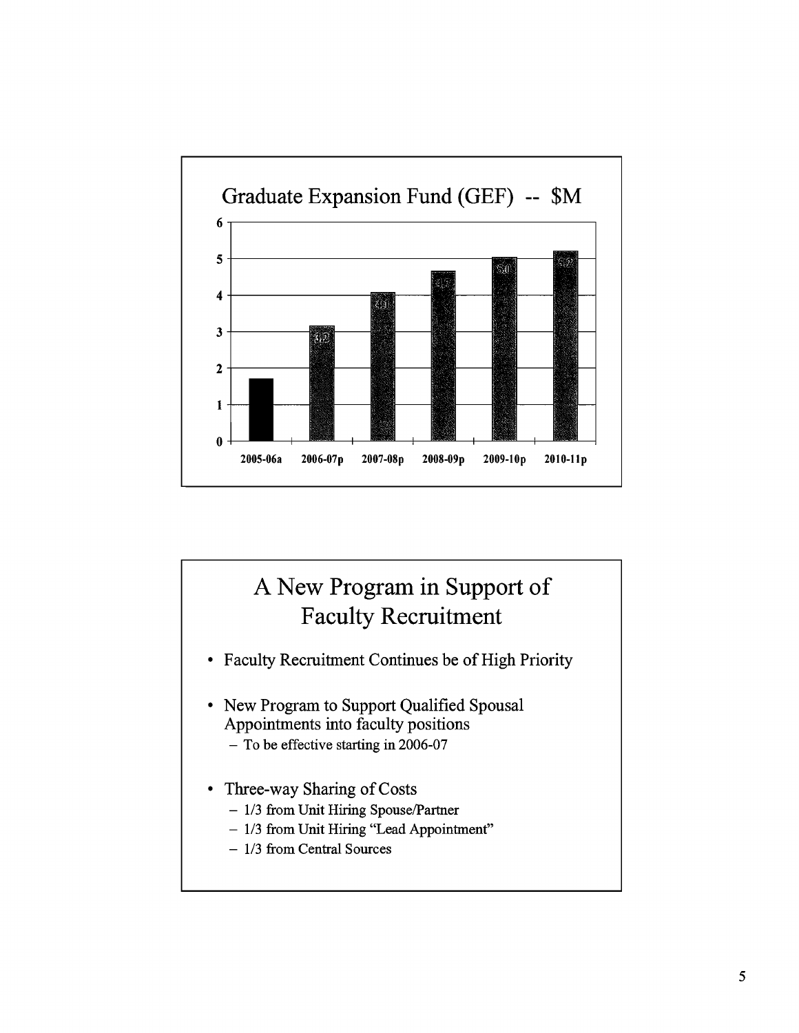## Graduate Expansion Fund (GEF) -- $M

| Year | $M |
|---|---|
| 2005-06a | |
| 2006-07p | 3.2 |
| 2007-08p | 4.1 |
| 2008-09p | 4.7 |
| 2009-10p | 5.0 |
| 2010-11p | 5.2 |

## A New Program in Support of Faculty Recruitment

- Faculty Recruitment Continues be of High Priority
- New Program to Support Qualified Spousal Appointments into faculty positions
  - To be effective starting in 2006-07
- Three-way Sharing of Costs
  - 1/3 from Unit Hiring Spouse/Partner
  - 1/3 from Unit Hiring "Lead Appointment"
  - 1/3 from Central Sources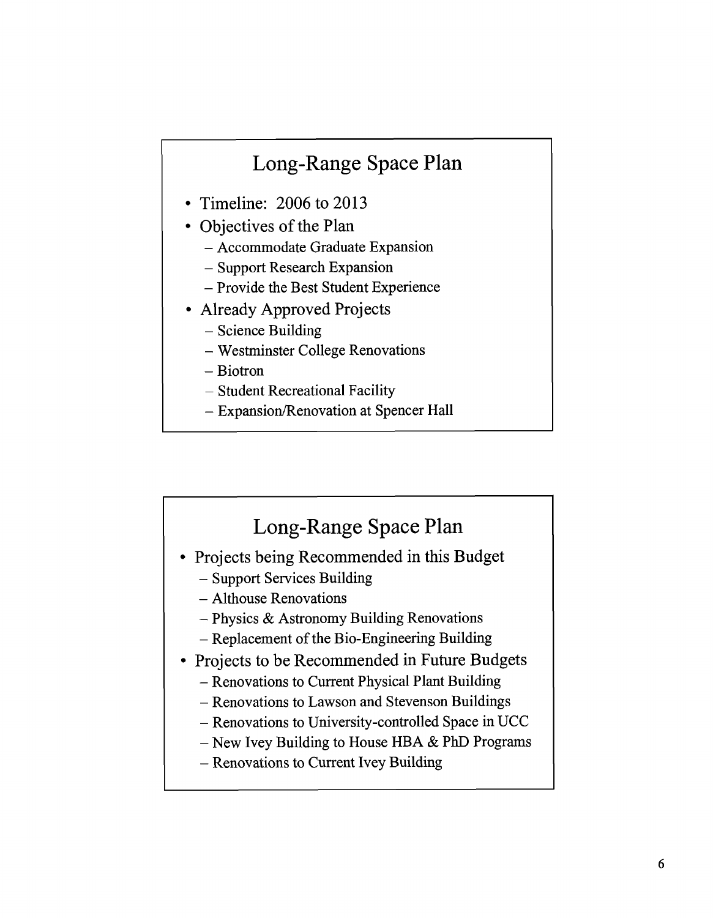## Long-Range Space Plan

- Timeline: 2006 to 2013
- Objectives of the Plan
  - Accommodate Graduate Expansion
  - Support Research Expansion
  - Provide the Best Student Experience
- Already Approved Projects
  - Science Building
  - Westminster College Renovations
  - Biotron
  - Student Recreational Facility
  - Expansion/Renovation at Spencer Hall

## Long-Range Space Plan

- Projects being Recommended in this Budget
  - Support Services Building
  - Althouse Renovations
  - Physics & Astronomy Building Renovations
  - Replacement of the Bio-Engineering Building
- Projects to be Recommended in Future Budgets
  - Renovations to Current Physical Plant Building
  - Renovations to Lawson and Stevenson Buildings
  - Renovations to University-controlled Space in UCC
  - New Ivey Building to House HBA & PhD Programs
  - Renovations to Current Ivey Building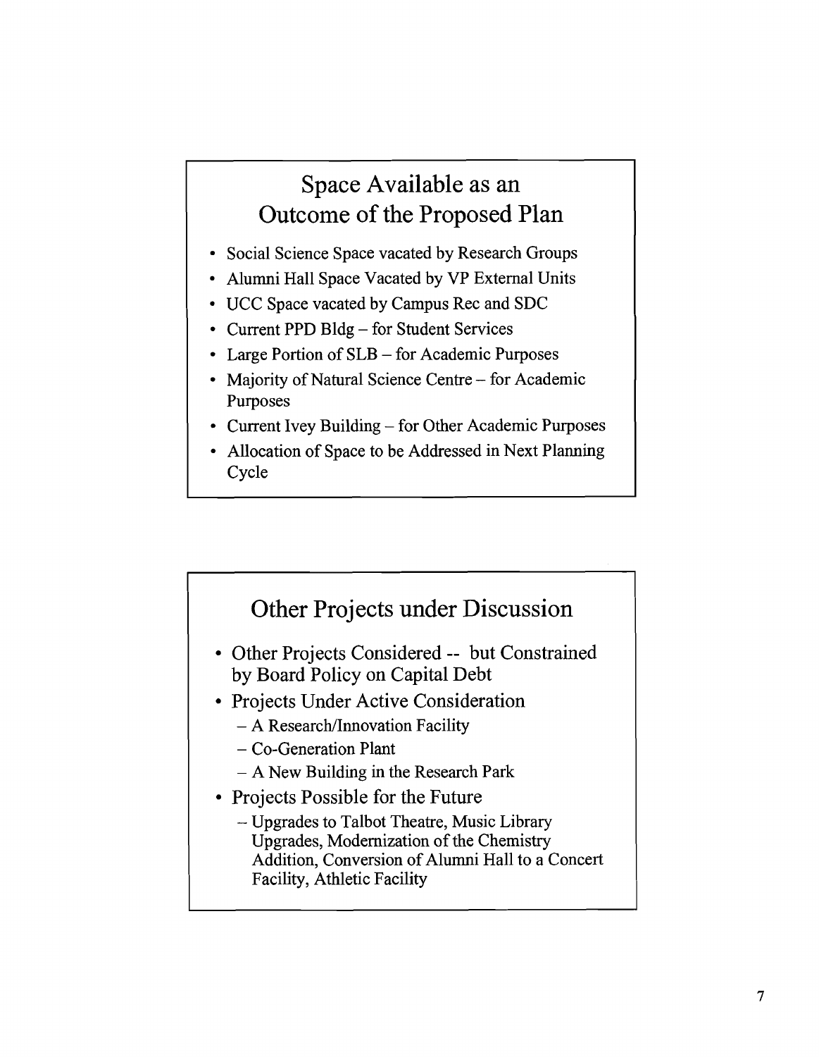## Space Available as an Outcome of the Proposed Plan

- Social Science Space vacated by Research Groups
- Alumni Hall Space Vacated by VP External Units
- UCC Space vacated by Campus Rec and SDC
- Current PPD Bldg – for Student Services
- Large Portion of SLB – for Academic Purposes
- Majority of Natural Science Centre – for Academic Purposes
- Current Ivey Building – for Other Academic Purposes
- Allocation of Space to be Addressed in Next Planning Cycle

## Other Projects under Discussion

- Other Projects Considered -- but Constrained by Board Policy on Capital Debt
- Projects Under Active Consideration
  - A Research/Innovation Facility
  - Co-Generation Plant
  - A New Building in the Research Park
- Projects Possible for the Future
  - Upgrades to Talbot Theatre, Music Library Upgrades, Modernization of the Chemistry Addition, Conversion of Alumni Hall to a Concert Facility, Athletic Facility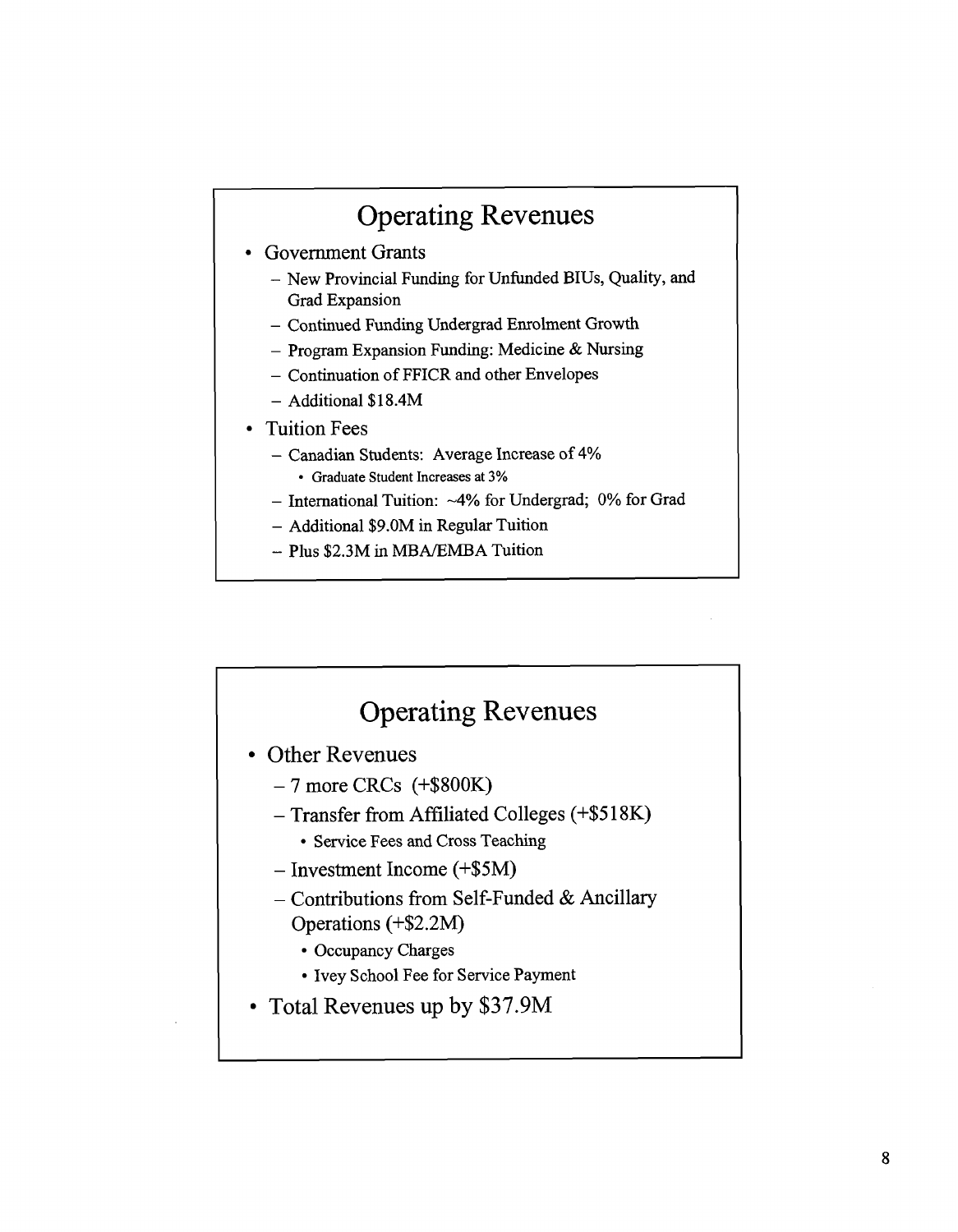## Operating Revenues

- Government Grants
  - New Provincial Funding for Unfunded BIUs, Quality, and Grad Expansion
  - Continued Funding Undergrad Enrolment Growth
  - Program Expansion Funding: Medicine & Nursing
  - Continuation of FFICR and other Envelopes
  - Additional $18.4M
- Tuition Fees
  - Canadian Students: Average Increase of 4%
    - Graduate Student Increases at 3%
  - International Tuition: ~4% for Undergrad; 0% for Grad
  - Additional $9.0M in Regular Tuition
  - Plus $2.3M in MBA/EMBA Tuition

## Operating Revenues

- Other Revenues
  - 7 more CRCs (+$800K)
  - Transfer from Affiliated Colleges (+$518K)
    - Service Fees and Cross Teaching
  - Investment Income (+$5M)
  - Contributions from Self-Funded & Ancillary Operations (+$2.2M)
    - Occupancy Charges
    - Ivey School Fee for Service Payment
- Total Revenues up by $37.9M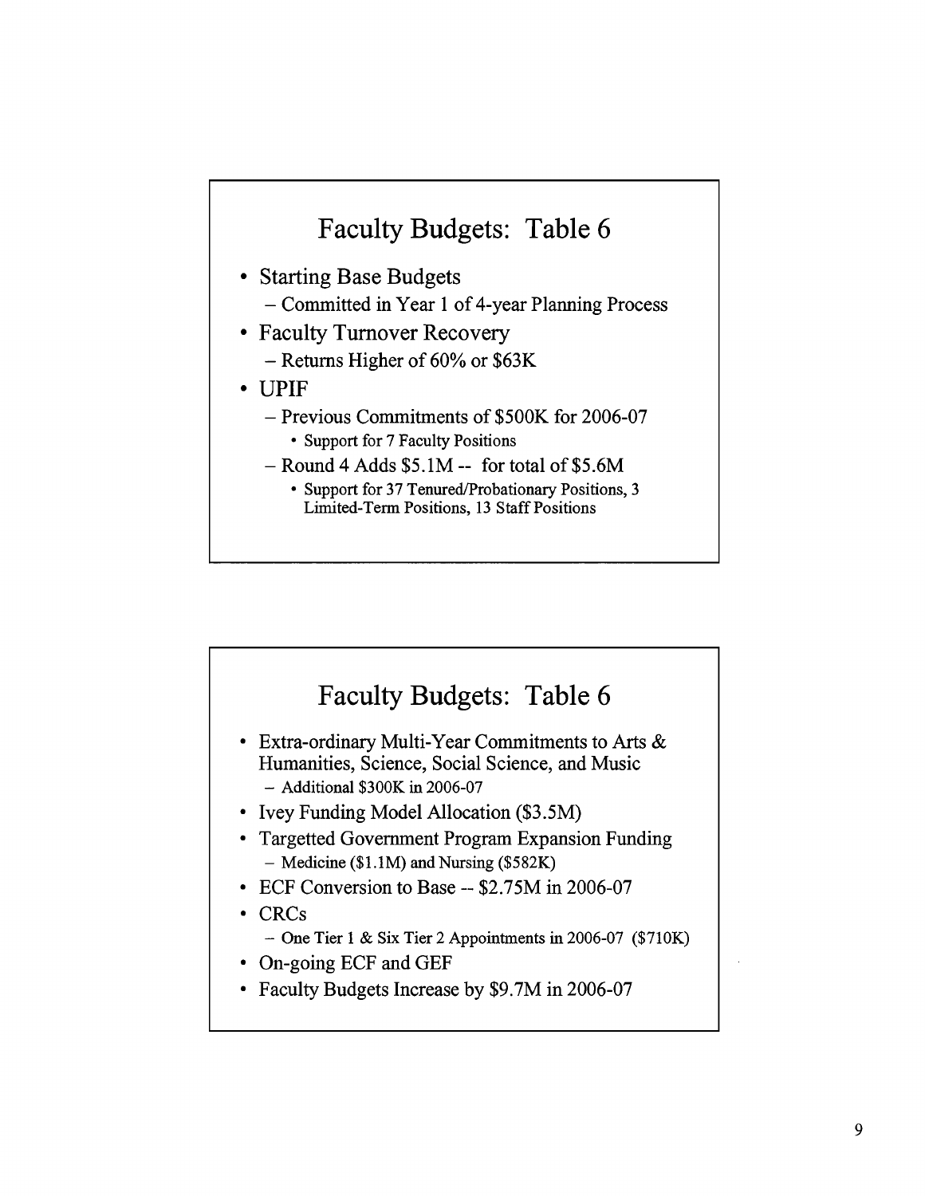## Faculty Budgets: Table 6

- Starting Base Budgets
  - Committed in Year 1 of 4-year Planning Process
- Faculty Turnover Recovery
  - Returns Higher of 60% or $63K
- UPIF
  - Previous Commitments of $500K for 2006-07
    - Support for 7 Faculty Positions
  - Round 4 Adds $5.1M -- for total of $5.6M
    - Support for 37 Tenured/Probationary Positions, 3 Limited-Term Positions, 13 Staff Positions

## Faculty Budgets: Table 6

- Extra-ordinary Multi-Year Commitments to Arts & Humanities, Science, Social Science, and Music
  - Additional $300K in 2006-07
- Ivey Funding Model Allocation ($3.5M)
- Targetted Government Program Expansion Funding
  - Medicine ($1.1M) and Nursing ($582K)
- ECF Conversion to Base -- $2.75M in 2006-07
- CRCs
  - One Tier 1 & Six Tier 2 Appointments in 2006-07 ($710K)
- On-going ECF and GEF
- Faculty Budgets Increase by $9.7M in 2006-07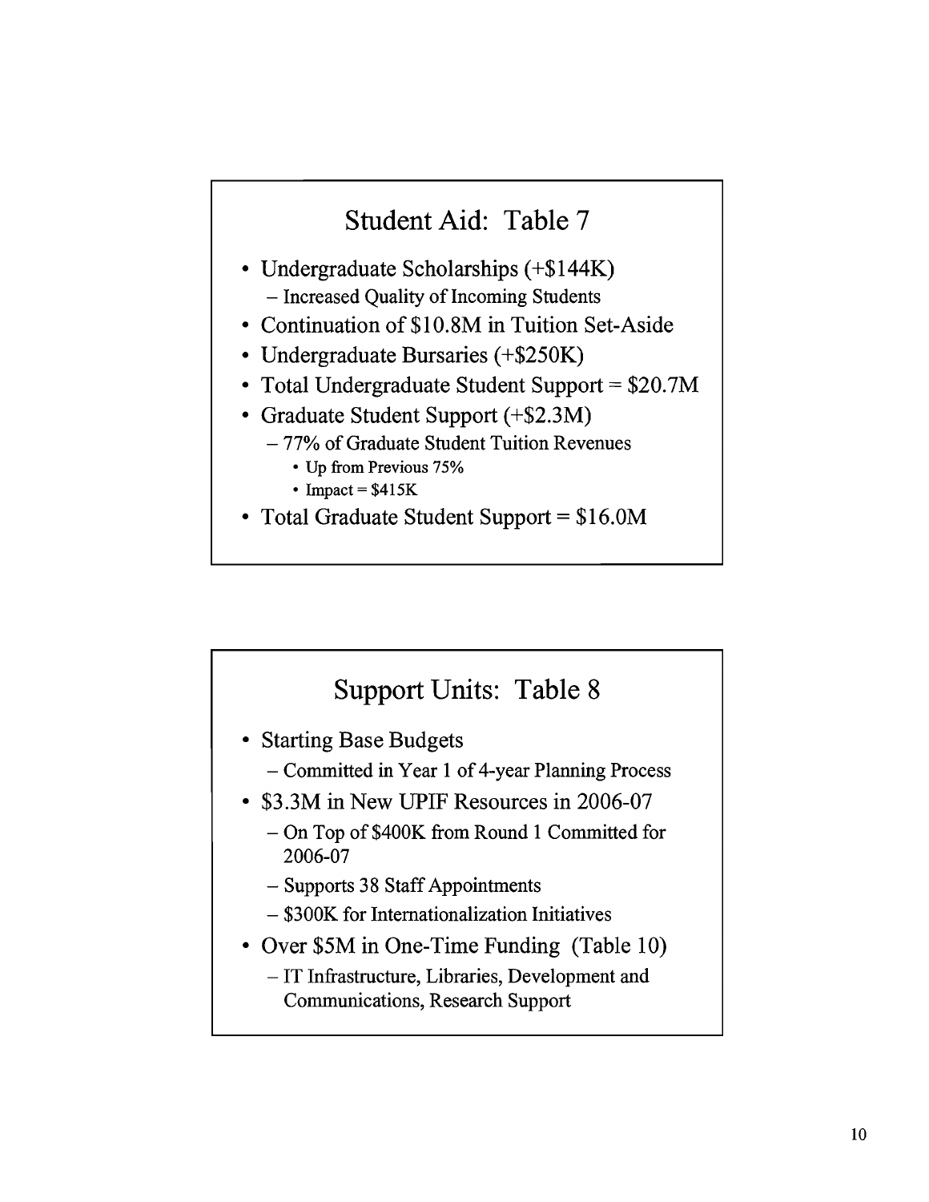## Student Aid: Table 7

- Undergraduate Scholarships (+$144K)
  - Increased Quality of Incoming Students
- Continuation of $10.8M in Tuition Set-Aside
- Undergraduate Bursaries (+$250K)
- Total Undergraduate Student Support = $20.7M
- Graduate Student Support (+$2.3M)
  - 77% of Graduate Student Tuition Revenues
    - Up from Previous 75%
    - Impact = $415K
- Total Graduate Student Support = $16.0M

## Support Units: Table 8

- Starting Base Budgets
  - Committed in Year 1 of 4-year Planning Process
- $3.3M in New UPIF Resources in 2006-07
  - On Top of $400K from Round 1 Committed for 2006-07
  - Supports 38 Staff Appointments
  - $300K for Internationalization Initiatives
- Over $5M in One-Time Funding (Table 10)
  - IT Infrastructure, Libraries, Development and Communications, Research Support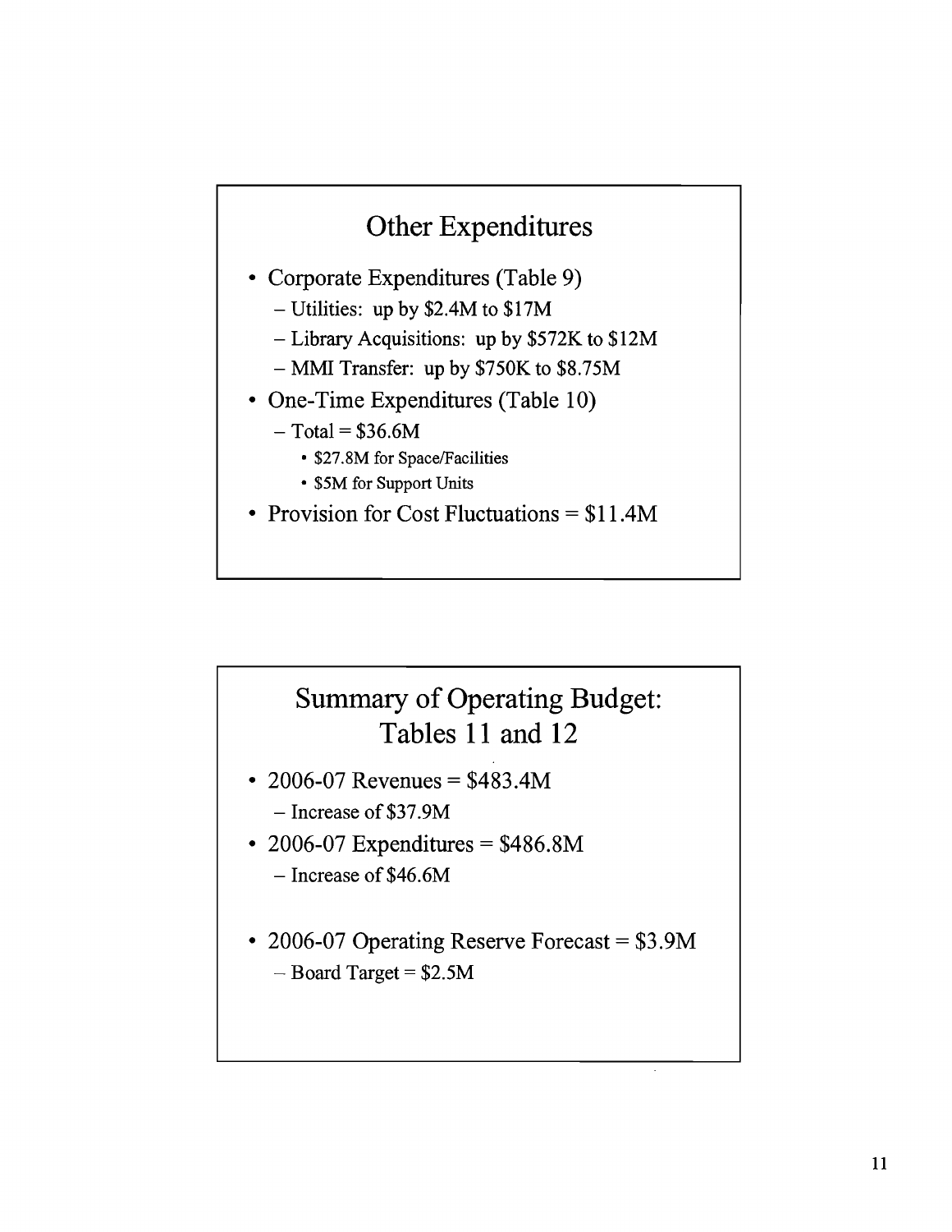## Other Expenditures

- Corporate Expenditures (Table 9)
  - Utilities: up by $2.4M to $17M
  - Library Acquisitions: up by $572K to $12M
  - MMI Transfer: up by $750K to $8.75M
- One-Time Expenditures (Table 10)
  - Total = $36.6M
    - $27.8M for Space/Facilities
    - $5M for Support Units
- Provision for Cost Fluctuations = $11.4M

## Summary of Operating Budget: Tables 11 and 12

- 2006-07 Revenues = $483.4M
  - Increase of $37.9M
- 2006-07 Expenditures = $486.8M
  - Increase of $46.6M
- 2006-07 Operating Reserve Forecast = $3.9M
  - Board Target = $2.5M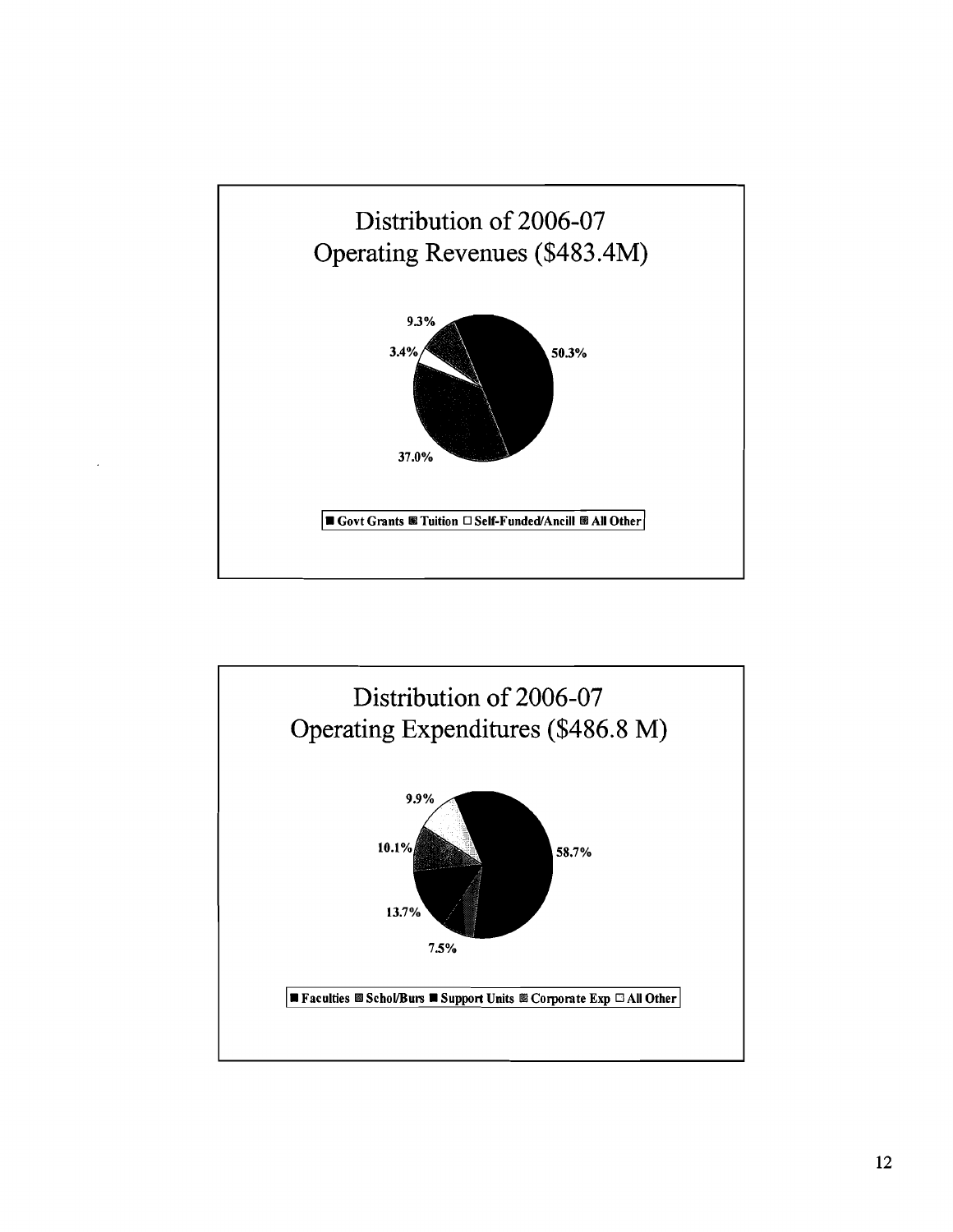## Distribution of 2006-07 Operating Revenues ($483.4M)

9.3%

3.4%

50.3%

37.0%

■ Govt Grants ■ Tuition □ Self-Funded/Ancill ■ All Other

## Distribution of 2006-07 Operating Expenditures ($486.8 M)

9.9%

10.1%

58.7%

13.7%

7.5%

■ Faculties ■ Schol/Burs ■ Support Units ■ Corporate Exp □ All Other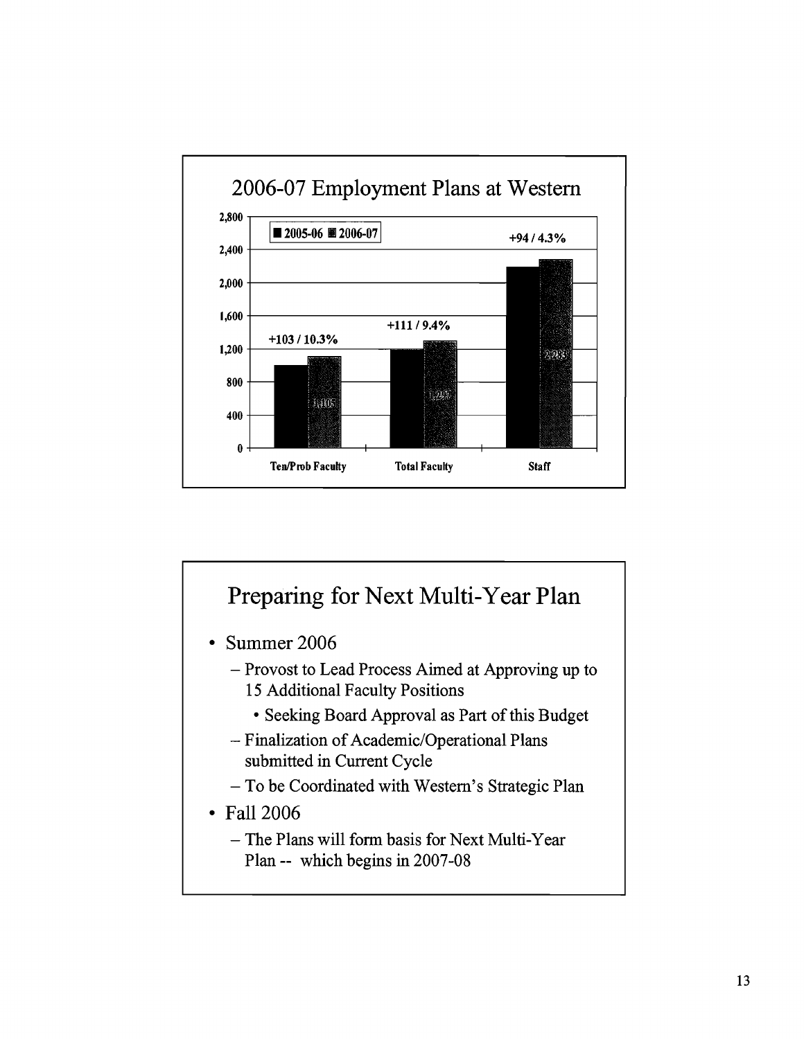## 2006-07 Employment Plans at Western

| | 2005-06 | 2006-07 | Change |
|---|---|---|---|
| Ten/Prob Faculty | | 1,105 | +103 / 10.3% |
| Total Faculty | | 1,297 | +111 / 9.4% |
| Staff | | 2,283 | +94 / 4.3% |

## Preparing for Next Multi-Year Plan

- Summer 2006
  - Provost to Lead Process Aimed at Approving up to 15 Additional Faculty Positions
    - Seeking Board Approval as Part of this Budget
  - Finalization of Academic/Operational Plans submitted in Current Cycle
  - To be Coordinated with Western's Strategic Plan
- Fall 2006
  - The Plans will form basis for Next Multi-Year Plan -- which begins in 2007-08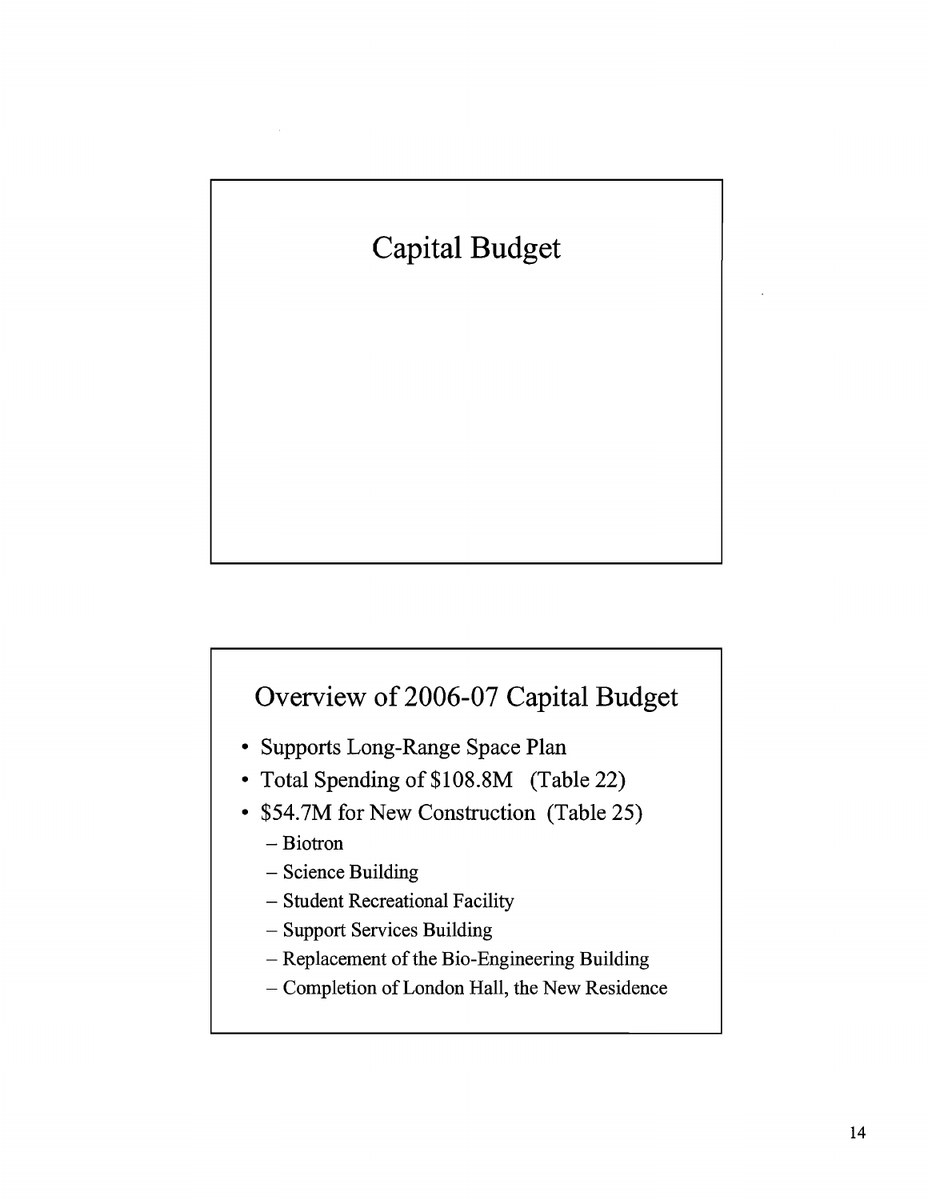# Capital Budget

## Overview of 2006-07 Capital Budget

- Supports Long-Range Space Plan
- Total Spending of $108.8M (Table 22)
- $54.7M for New Construction (Table 25)
  - Biotron
  - Science Building
  - Student Recreational Facility
  - Support Services Building
  - Replacement of the Bio-Engineering Building
  - Completion of London Hall, the New Residence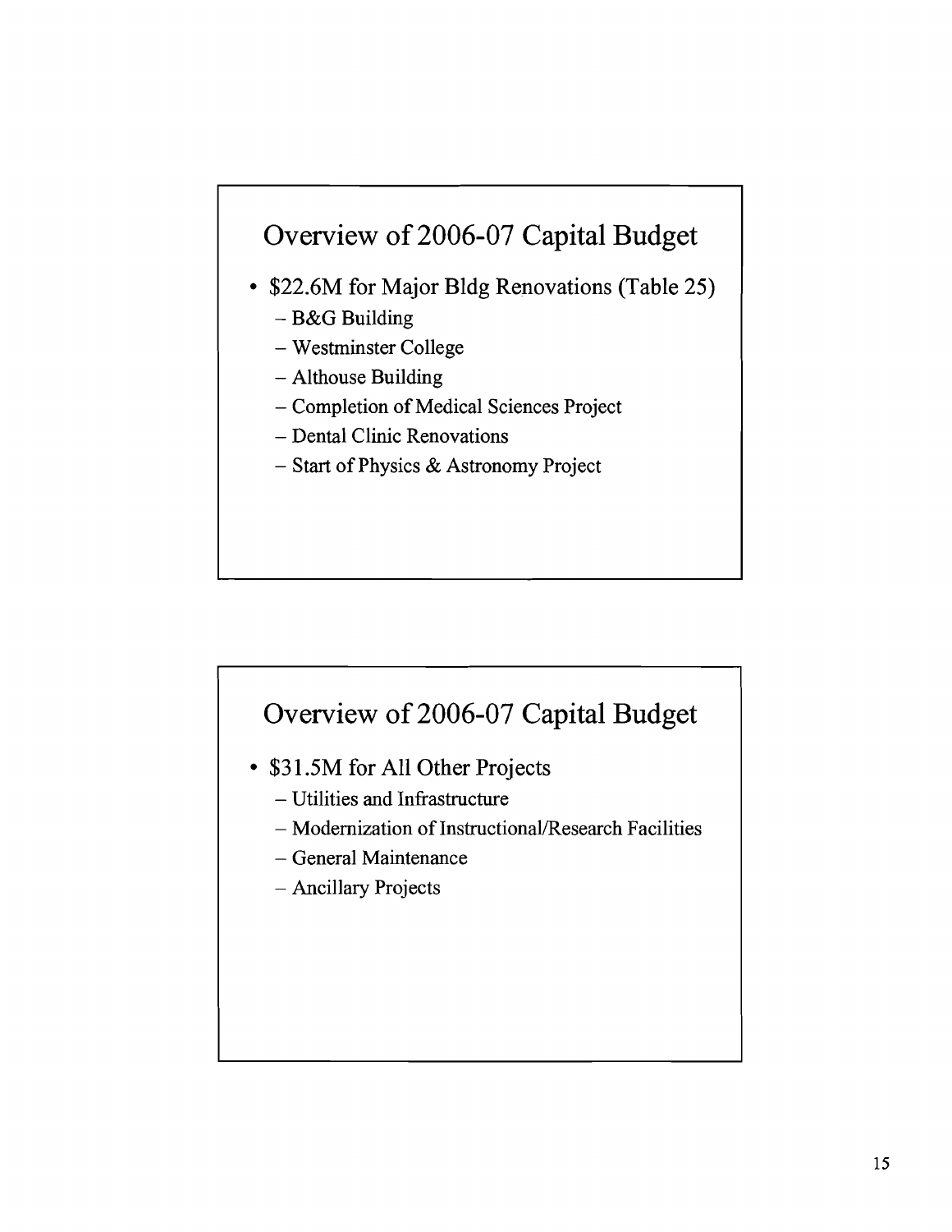## Overview of 2006-07 Capital Budget

- $22.6M for Major Bldg Renovations (Table 25)
  - B&G Building
  - Westminster College
  - Althouse Building
  - Completion of Medical Sciences Project
  - Dental Clinic Renovations
  - Start of Physics & Astronomy Project

## Overview of 2006-07 Capital Budget

- $31.5M for All Other Projects
  - Utilities and Infrastructure
  - Modernization of Instructional/Research Facilities
  - General Maintenance
  - Ancillary Projects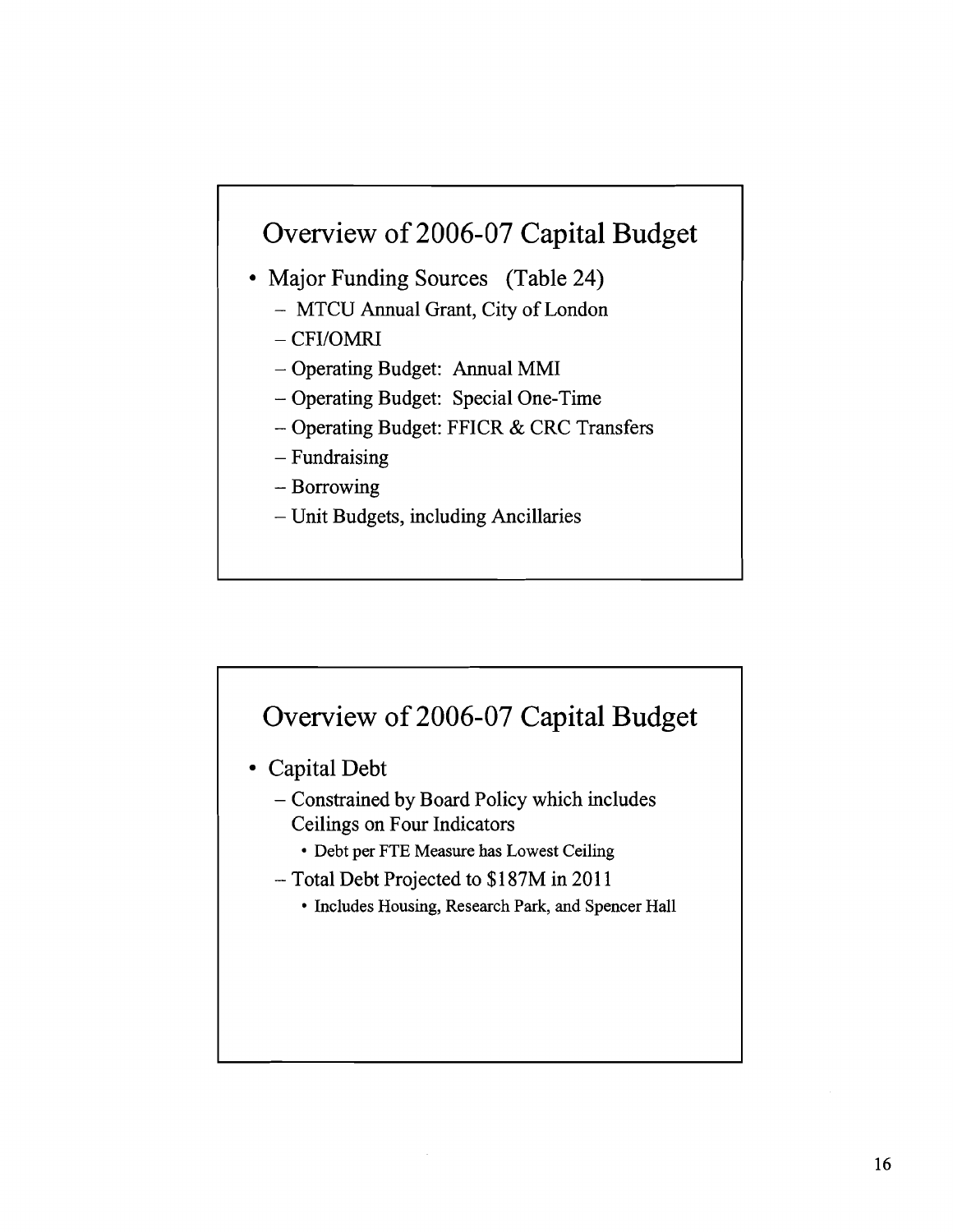## Overview of 2006-07 Capital Budget

- Major Funding Sources (Table 24)
  - MTCU Annual Grant, City of London
  - CFI/OMRI
  - Operating Budget: Annual MMI
  - Operating Budget: Special One-Time
  - Operating Budget: FFICR & CRC Transfers
  - Fundraising
  - Borrowing
  - Unit Budgets, including Ancillaries

## Overview of 2006-07 Capital Budget

- Capital Debt
  - Constrained by Board Policy which includes Ceilings on Four Indicators
    - Debt per FTE Measure has Lowest Ceiling
  - Total Debt Projected to $187M in 2011
    - Includes Housing, Research Park, and Spencer Hall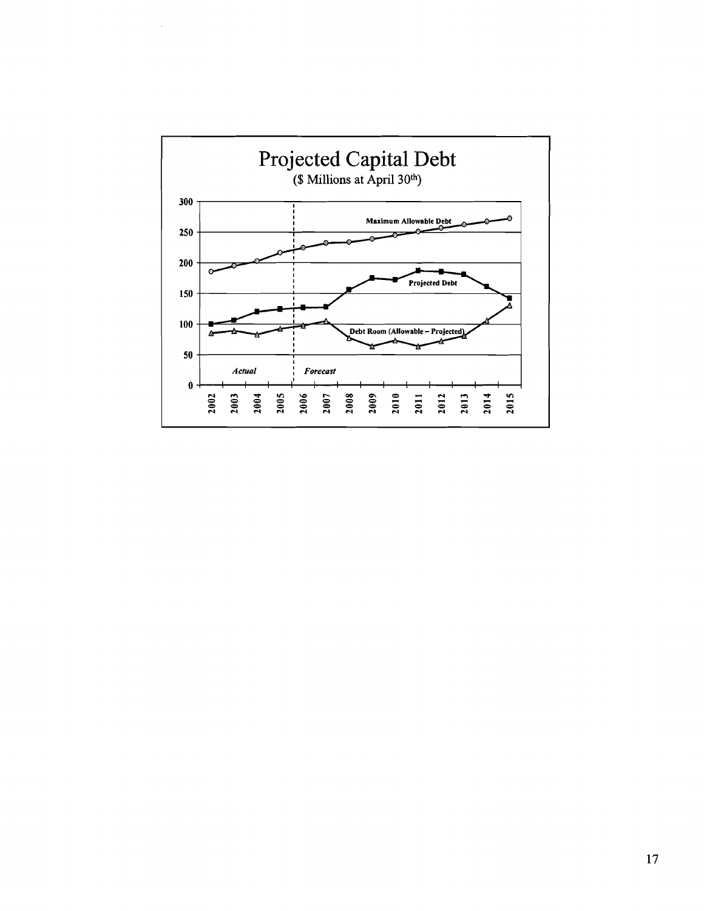Projected Capital Debt

($ Millions at April 30th)

300

250

200

150

100

50

0

Maximum Allowable Debt

Projected Debt

Debt Room (Allowable – Projected)

Actual

Forecast

2002 2003 2004 2005 2006 2007 2008 2009 2010 2011 2012 2013 2014 2015